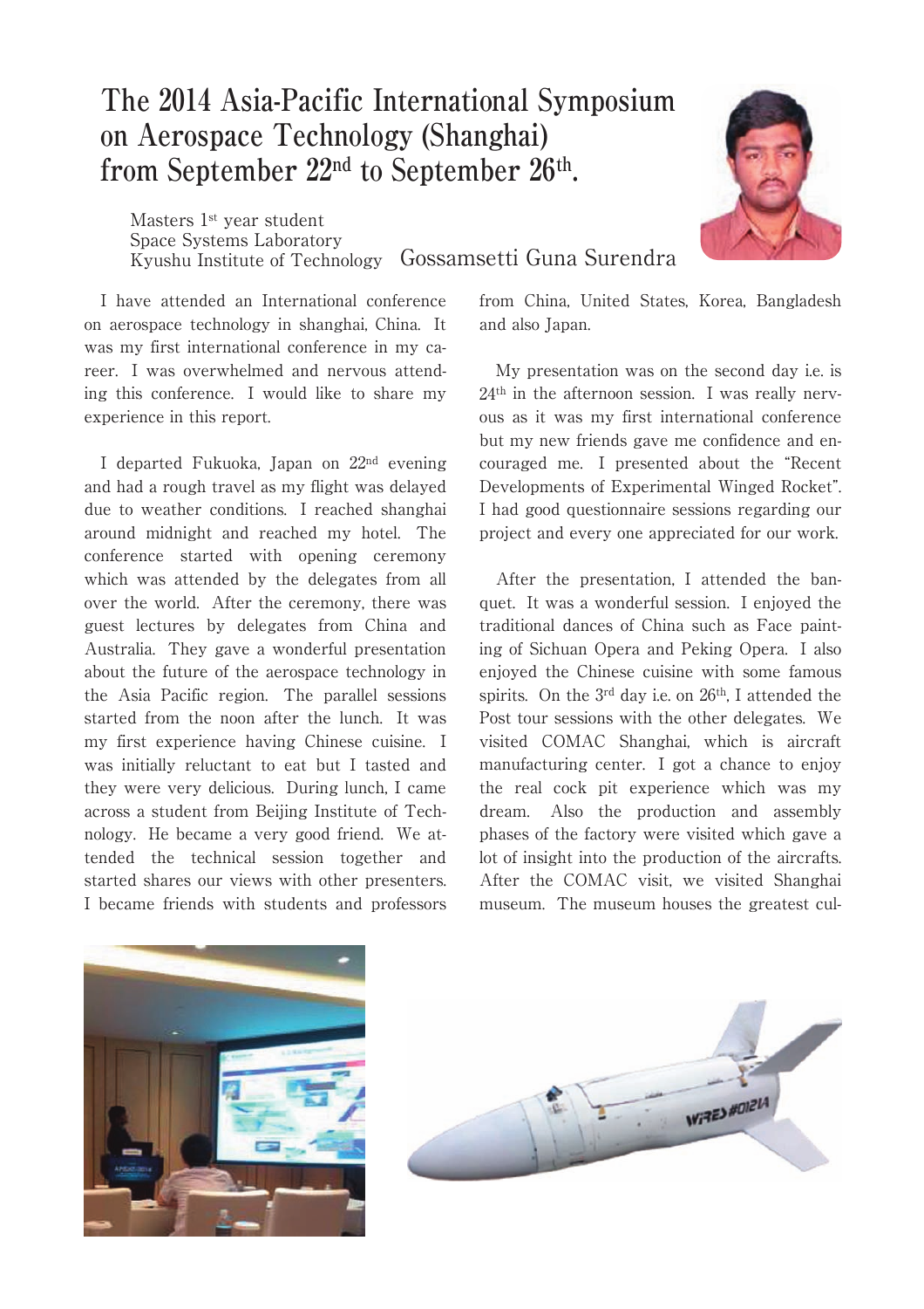# The 2014 Asia-Pacific International Symposium on Aerospace Technology (Shanghai) from September 22nd to September 26th.

Masters 1st year student
Space Systems Laboratory
Kyushu Institute of Technology Gossamsetti Guna Surendra

I have attended an International conference on aerospace technology in shanghai, China. It was my first international conference in my career. I was overwhelmed and nervous attending this conference. I would like to share my experience in this report.

I departed Fukuoka, Japan on 22nd evening and had a rough travel as my flight was delayed due to weather conditions. I reached shanghai around midnight and reached my hotel. The conference started with opening ceremony which was attended by the delegates from all over the world. After the ceremony, there was guest lectures by delegates from China and Australia. They gave a wonderful presentation about the future of the aerospace technology in the Asia Pacific region. The parallel sessions started from the noon after the lunch. It was my first experience having Chinese cuisine. I was initially reluctant to eat but I tasted and they were very delicious. During lunch, I came across a student from Beijing Institute of Technology. He became a very good friend. We attended the technical session together and started shares our views with other presenters. I became friends with students and professors from China, United States, Korea, Bangladesh and also Japan.

My presentation was on the second day i.e. is 24th in the afternoon session. I was really nervous as it was my first international conference but my new friends gave me confidence and encouraged me. I presented about the "Recent Developments of Experimental Winged Rocket". I had good questionnaire sessions regarding our project and every one appreciated for our work.

After the presentation, I attended the banquet. It was a wonderful session. I enjoyed the traditional dances of China such as Face painting of Sichuan Opera and Peking Opera. I also enjoyed the Chinese cuisine with some famous spirits. On the 3rd day i.e. on 26th, I attended the Post tour sessions with the other delegates. We visited COMAC Shanghai, which is aircraft manufacturing center. I got a chance to enjoy the real cock pit experience which was my dream. Also the production and assembly phases of the factory were visited which gave a lot of insight into the production of the aircrafts. After the COMAC visit, we visited Shanghai museum. The museum houses the greatest cul-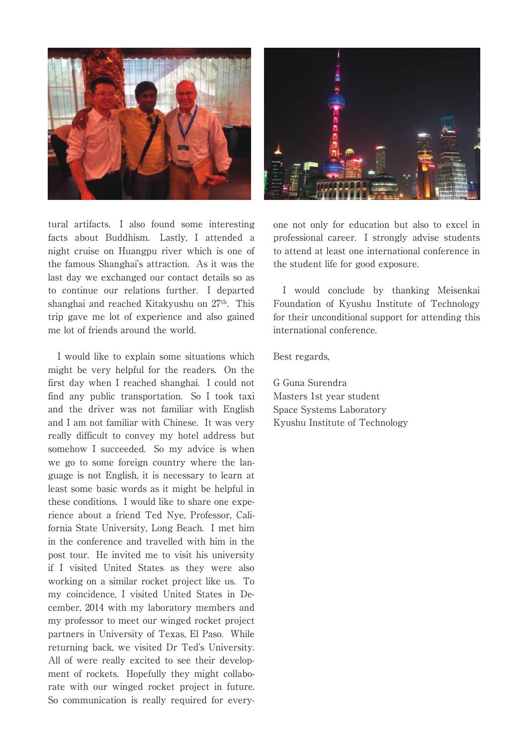tural artifacts. I also found some interesting facts about Buddhism. Lastly, I attended a night cruise on Huangpu river which is one of the famous Shanghai's attraction. As it was the last day we exchanged our contact details so as to continue our relations further. I departed shanghai and reached Kitakyushu on 27th. This trip gave me lot of experience and also gained me lot of friends around the world.

I would like to explain some situations which might be very helpful for the readers. On the first day when I reached shanghai. I could not find any public transportation. So I took taxi and the driver was not familiar with English and I am not familiar with Chinese. It was very really difficult to convey my hotel address but somehow I succeeded. So my advice is when we go to some foreign country where the language is not English, it is necessary to learn at least some basic words as it might be helpful in these conditions. I would like to share one experience about a friend Ted Nye, Professor, California State University, Long Beach. I met him in the conference and travelled with him in the post tour. He invited me to visit his university if I visited United States as they were also working on a similar rocket project like us. To my coincidence, I visited United States in December, 2014 with my laboratory members and my professor to meet our winged rocket project partners in University of Texas, El Paso. While returning back, we visited Dr Ted's University. All of were really excited to see their development of rockets. Hopefully they might collaborate with our winged rocket project in future. So communication is really required for everyone not only for education but also to excel in professional career. I strongly advise students to attend at least one international conference in the student life for good exposure.

I would conclude by thanking Meisenkai Foundation of Kyushu Institute of Technology for their unconditional support for attending this international conference.

Best regards,

G Guna Surendra  
Masters 1st year student  
Space Systems Laboratory  
Kyushu Institute of Technology